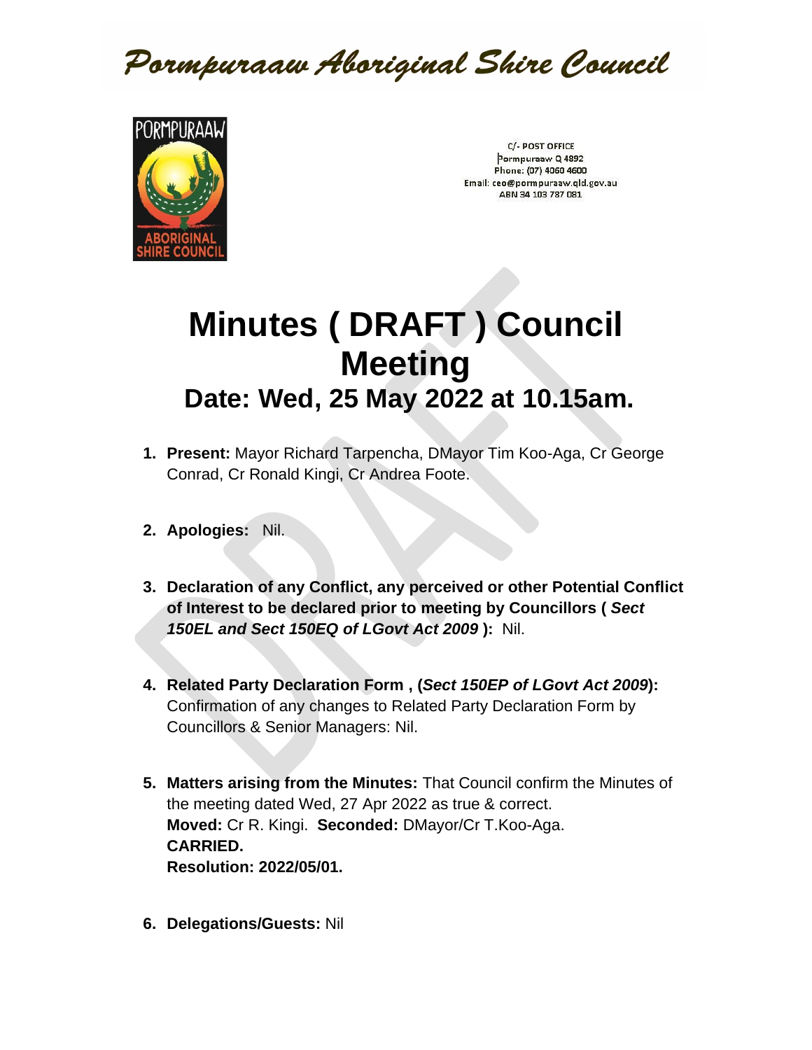# Pormpuraaw Aboriginal Shire Council

C/- POST OFFICE
Pormpuraaw Q 4892
Phone: (07) 4060 4600
Email: ceo@pormpuraaw.qld.gov.au
ABN 34 103 787 081

# Minutes ( DRAFT ) Council Meeting

## Date: Wed, 25 May 2022 at 10.15am.

1. **Present:** Mayor Richard Tarpencha, DMayor Tim Koo-Aga, Cr George Conrad, Cr Ronald Kingi, Cr Andrea Foote.

2. **Apologies:** Nil.

3. **Declaration of any Conflict, any perceived or other Potential Conflict of Interest to be declared prior to meeting by Councillors (** ***Sect 150EL and Sect 150EQ of LGovt Act 2009*** **):** Nil.

4. **Related Party Declaration Form , (*****Sect 150EP of LGovt Act 2009*****):** Confirmation of any changes to Related Party Declaration Form by Councillors & Senior Managers: Nil.

5. **Matters arising from the Minutes:** That Council confirm the Minutes of the meeting dated Wed, 27 Apr 2022 as true & correct.
   **Moved:** Cr R. Kingi. **Seconded:** DMayor/Cr T.Koo-Aga.
   **CARRIED.**
   **Resolution: 2022/05/01.**

6. **Delegations/Guests:** Nil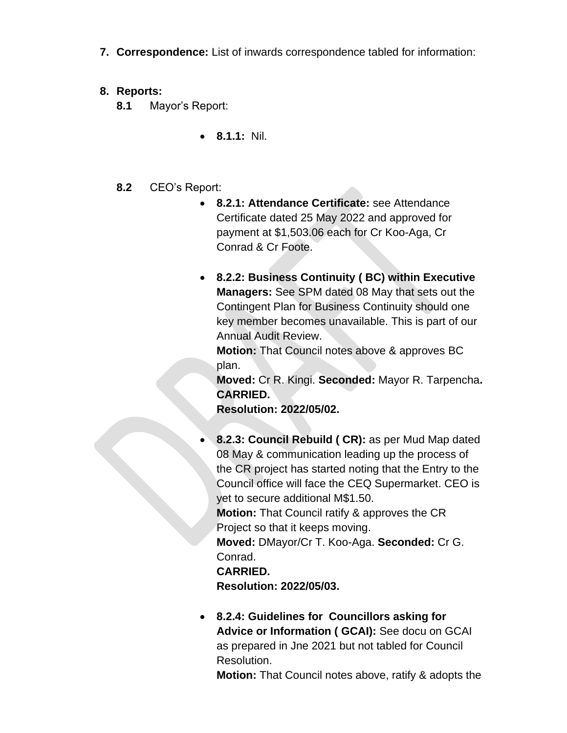7. **Correspondence:** List of inwards correspondence tabled for information:

8. **Reports:**

   **8.1** Mayor's Report:

   - **8.1.1:** Nil.

   **8.2** CEO's Report:

   - **8.2.1: Attendance Certificate:** see Attendance Certificate dated 25 May 2022 and approved for payment at $1,503.06 each for Cr Koo-Aga, Cr Conrad & Cr Foote.

   - **8.2.2: Business Continuity ( BC) within Executive Managers:** See SPM dated 08 May that sets out the Contingent Plan for Business Continuity should one key member becomes unavailable. This is part of our Annual Audit Review.
     **Motion:** That Council notes above & approves BC plan.
     **Moved:** Cr R. Kingi. **Seconded:** Mayor R. Tarpencha**.**
     **CARRIED.**
     **Resolution: 2022/05/02.**

   - **8.2.3: Council Rebuild ( CR):** as per Mud Map dated 08 May & communication leading up the process of the CR project has started noting that the Entry to the Council office will face the CEQ Supermarket. CEO is yet to secure additional M$1.50.
     **Motion:** That Council ratify & approves the CR Project so that it keeps moving.
     **Moved:** DMayor/Cr T. Koo-Aga. **Seconded:** Cr G. Conrad.
     **CARRIED.**
     **Resolution: 2022/05/03.**

   - **8.2.4: Guidelines for Councillors asking for Advice or Information ( GCAI):** See docu on GCAI as prepared in Jne 2021 but not tabled for Council Resolution.
     **Motion:** That Council notes above, ratify & adopts the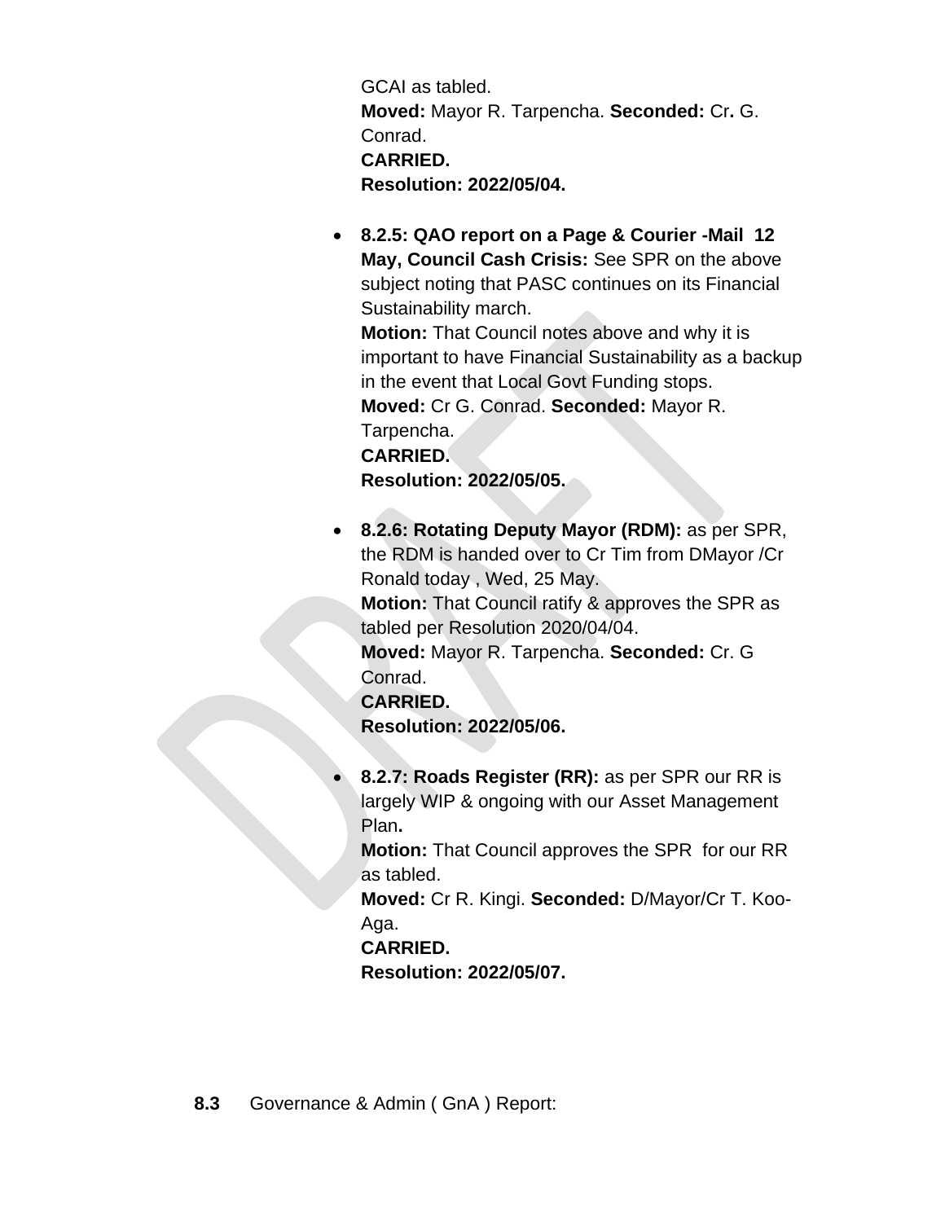GCAI as tabled.
**Moved:** Mayor R. Tarpencha. **Seconded:** Cr**.** G. Conrad.
**CARRIED.**
**Resolution: 2022/05/04.**

- **8.2.5: QAO report on a Page & Courier -Mail 12 May, Council Cash Crisis:** See SPR on the above subject noting that PASC continues on its Financial Sustainability march.
  **Motion:** That Council notes above and why it is important to have Financial Sustainability as a backup in the event that Local Govt Funding stops.
  **Moved:** Cr G. Conrad. **Seconded:** Mayor R. Tarpencha.
  **CARRIED.**
  **Resolution: 2022/05/05.**

- **8.2.6: Rotating Deputy Mayor (RDM):** as per SPR, the RDM is handed over to Cr Tim from DMayor /Cr Ronald today , Wed, 25 May.
  **Motion:** That Council ratify & approves the SPR as tabled per Resolution 2020/04/04.
  **Moved:** Mayor R. Tarpencha. **Seconded:** Cr. G Conrad.
  **CARRIED.**
  **Resolution: 2022/05/06.**

- **8.2.7: Roads Register (RR):** as per SPR our RR is largely WIP & ongoing with our Asset Management Plan**.**
  **Motion:** That Council approves the SPR for our RR as tabled.
  **Moved:** Cr R. Kingi. **Seconded:** D/Mayor/Cr T. Koo-Aga.
  **CARRIED.**
  **Resolution: 2022/05/07.**

**8.3** Governance & Admin ( GnA ) Report: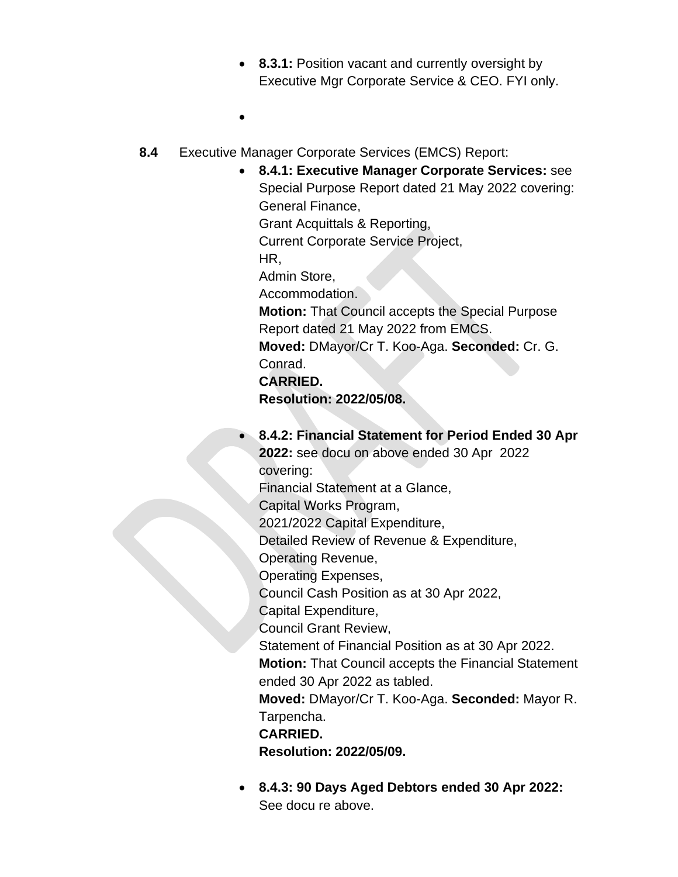- **8.3.1:** Position vacant and currently oversight by Executive Mgr Corporate Service & CEO. FYI only.
-

**8.4** Executive Manager Corporate Services (EMCS) Report:

- **8.4.1: Executive Manager Corporate Services:** see Special Purpose Report dated 21 May 2022 covering:
  General Finance,
  Grant Acquittals & Reporting,
  Current Corporate Service Project,
  HR,
  Admin Store,
  Accommodation.
  **Motion:** That Council accepts the Special Purpose Report dated 21 May 2022 from EMCS.
  **Moved:** DMayor/Cr T. Koo-Aga. **Seconded:** Cr. G. Conrad.
  **CARRIED.**
  **Resolution: 2022/05/08.**

- **8.4.2: Financial Statement for Period Ended 30 Apr 2022:** see docu on above ended 30 Apr 2022 covering:
  Financial Statement at a Glance,
  Capital Works Program,
  2021/2022 Capital Expenditure,
  Detailed Review of Revenue & Expenditure,
  Operating Revenue,
  Operating Expenses,
  Council Cash Position as at 30 Apr 2022,
  Capital Expenditure,
  Council Grant Review,
  Statement of Financial Position as at 30 Apr 2022.
  **Motion:** That Council accepts the Financial Statement ended 30 Apr 2022 as tabled.
  **Moved:** DMayor/Cr T. Koo-Aga. **Seconded:** Mayor R. Tarpencha.
  **CARRIED.**
  **Resolution: 2022/05/09.**

- **8.4.3: 90 Days Aged Debtors ended 30 Apr 2022:** See docu re above.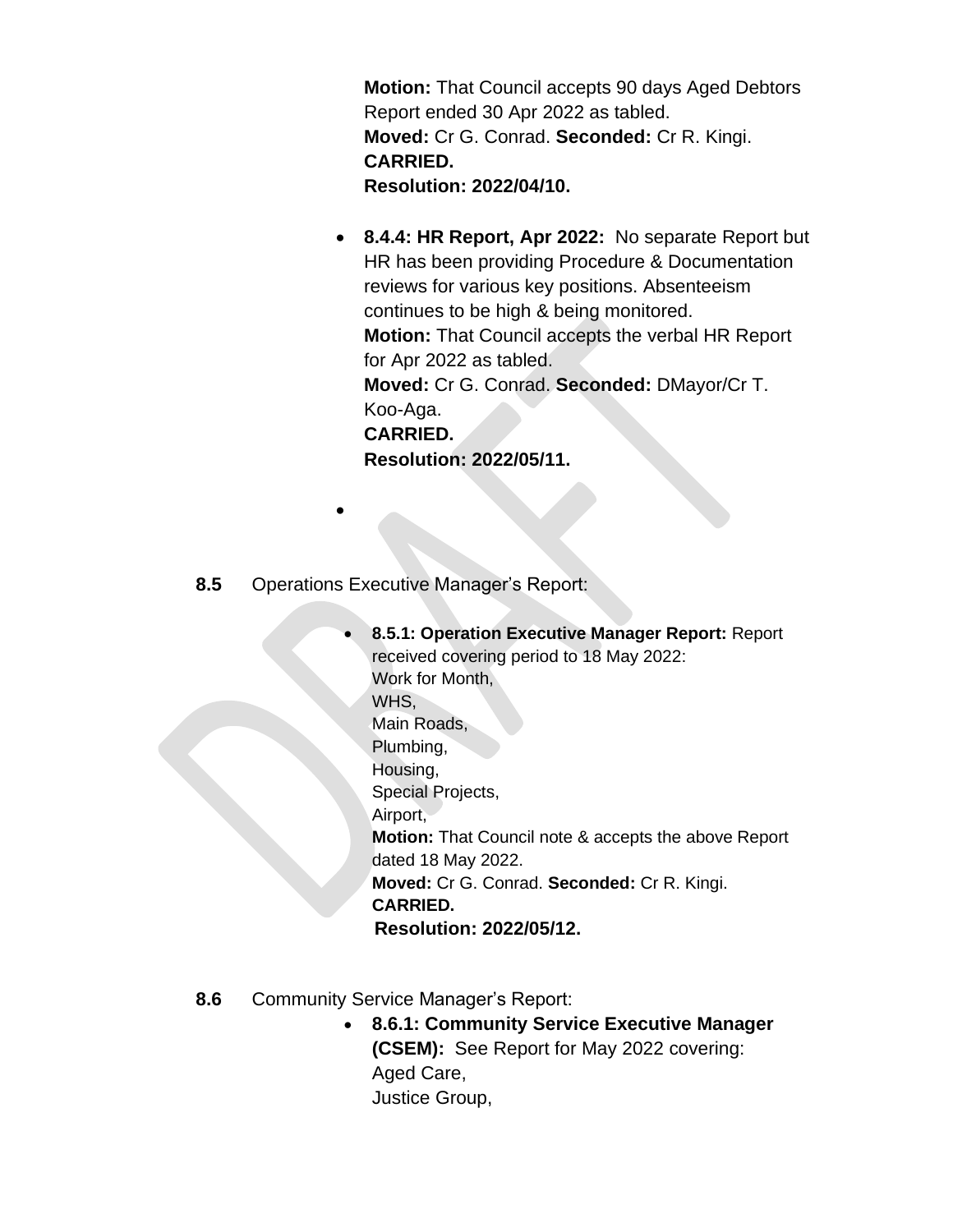**Motion:** That Council accepts 90 days Aged Debtors Report ended 30 Apr 2022 as tabled.
**Moved:** Cr G. Conrad. **Seconded:** Cr R. Kingi.
**CARRIED.**
**Resolution: 2022/04/10.**

- **8.4.4: HR Report, Apr 2022:** No separate Report but HR has been providing Procedure & Documentation reviews for various key positions. Absenteeism continues to be high & being monitored.
**Motion:** That Council accepts the verbal HR Report for Apr 2022 as tabled.
**Moved:** Cr G. Conrad. **Seconded:** DMayor/Cr T. Koo-Aga.
**CARRIED.**
**Resolution: 2022/05/11.**
-

**8.5** Operations Executive Manager's Report:

- **8.5.1: Operation Executive Manager Report:** Report received covering period to 18 May 2022:
Work for Month,
WHS,
Main Roads,
Plumbing,
Housing,
Special Projects,
Airport,
**Motion:** That Council note & accepts the above Report dated 18 May 2022.
**Moved:** Cr G. Conrad. **Seconded:** Cr R. Kingi.
**CARRIED.**
**Resolution: 2022/05/12.**

**8.6** Community Service Manager's Report:

- **8.6.1: Community Service Executive Manager (CSEM):** See Report for May 2022 covering:
Aged Care,
Justice Group,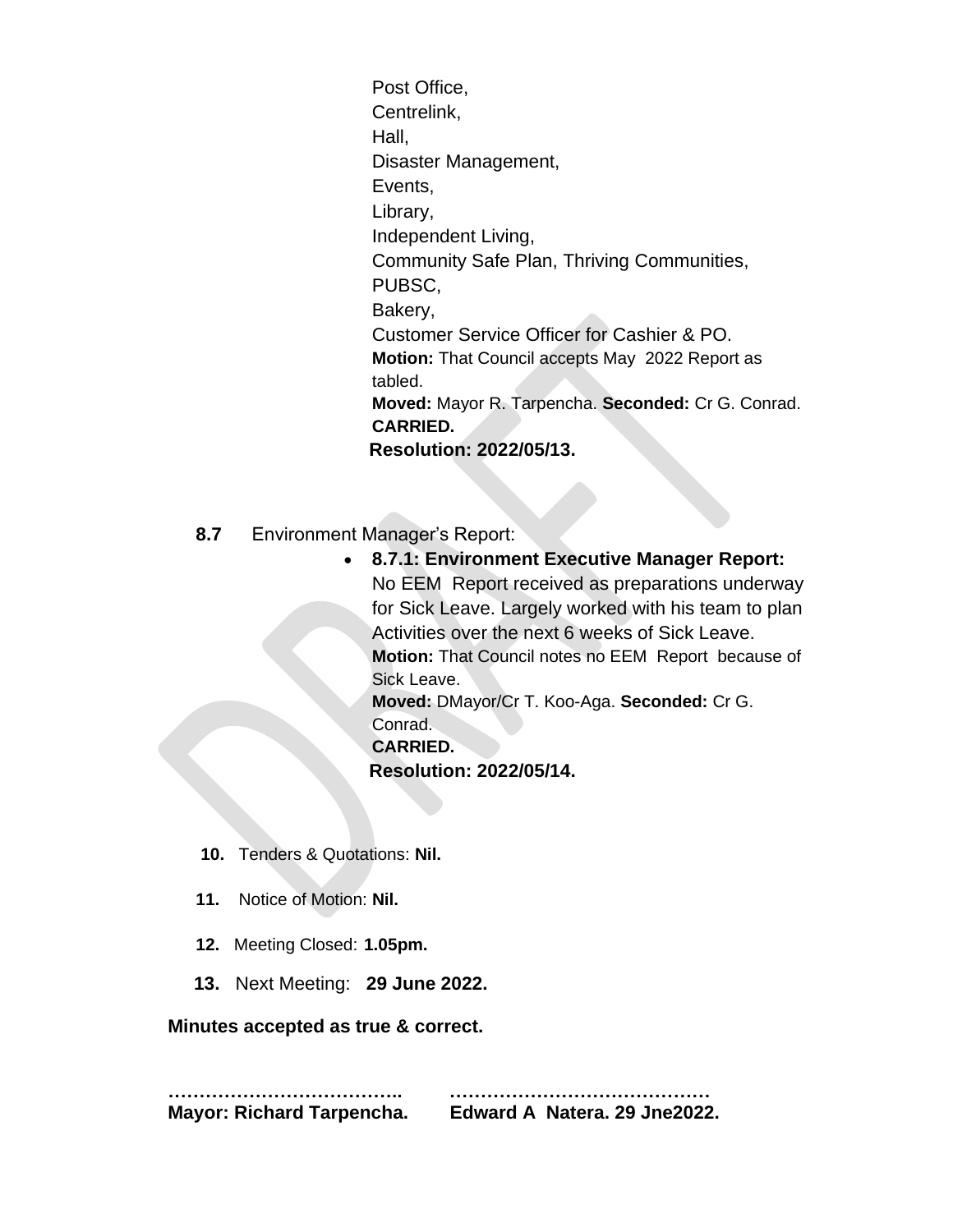Post Office,
Centrelink,
Hall,
Disaster Management,
Events,
Library,
Independent Living,
Community Safe Plan, Thriving Communities,
PUBSC,
Bakery,
Customer Service Officer for Cashier & PO.

**Motion:** That Council accepts May 2022 Report as tabled.
**Moved:** Mayor R. Tarpencha. **Seconded:** Cr G. Conrad.
**CARRIED.**
**Resolution: 2022/05/13.**

**8.7** Environment Manager's Report:

- **8.7.1: Environment Executive Manager Report:**
  No EEM Report received as preparations underway for Sick Leave. Largely worked with his team to plan Activities over the next 6 weeks of Sick Leave.
  **Motion:** That Council notes no EEM Report because of Sick Leave.
  **Moved:** DMayor/Cr T. Koo-Aga. **Seconded:** Cr G. Conrad.
  **CARRIED.**
  **Resolution: 2022/05/14.**

**10.** Tenders & Quotations: **Nil.**

**11.** Notice of Motion: **Nil.**

**12.** Meeting Closed: **1.05pm.**

**13.** Next Meeting: **29 June 2022.**

**Minutes accepted as true & correct.**

| | |
|---|---|
| **………………………………..** | **……………………………………** |
| **Mayor: Richard Tarpencha.** | **Edward A Natera. 29 Jne2022.** |